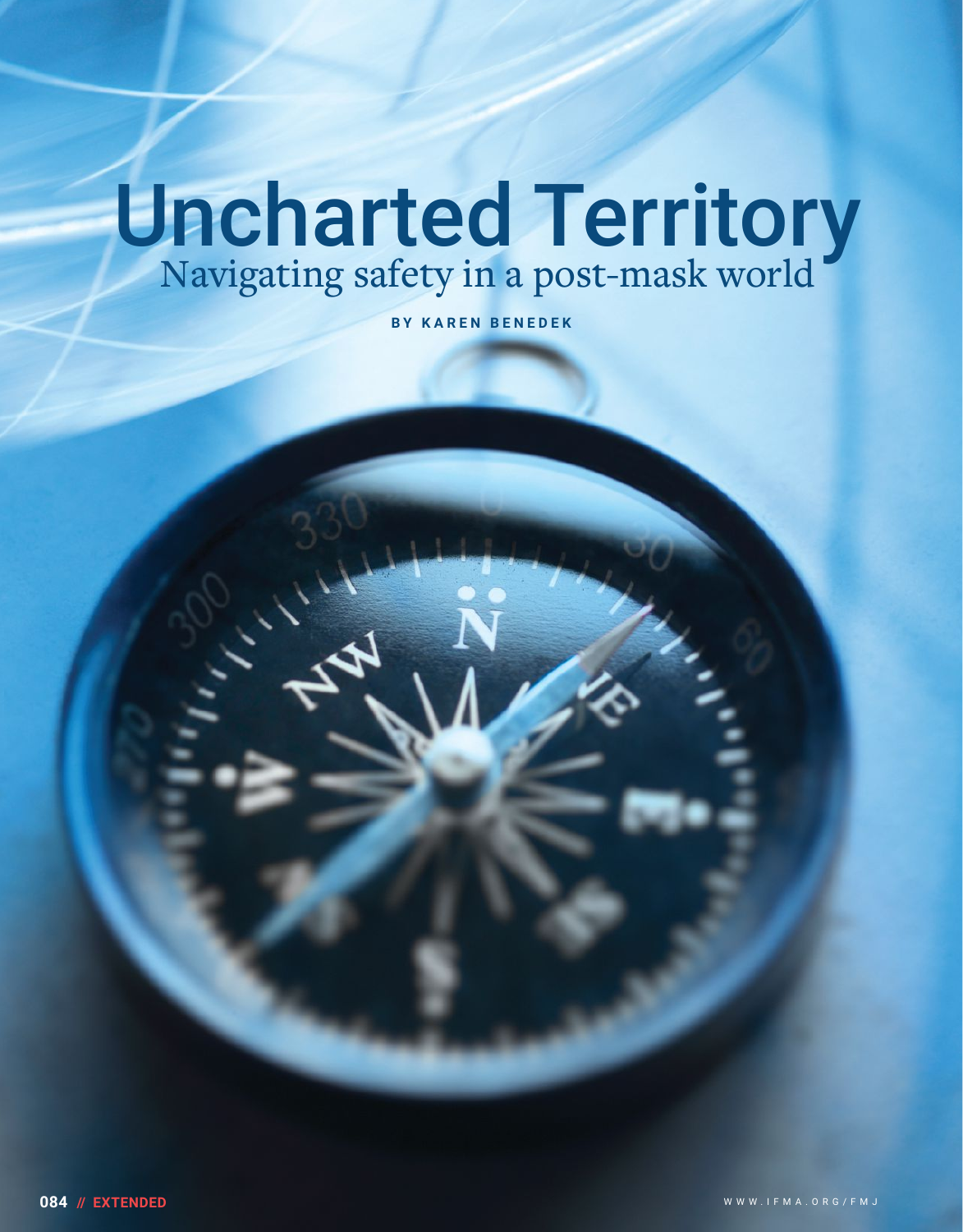# Uncharted Territory

## Navigating safety in a post-mask world

BY KAREN BENEDEK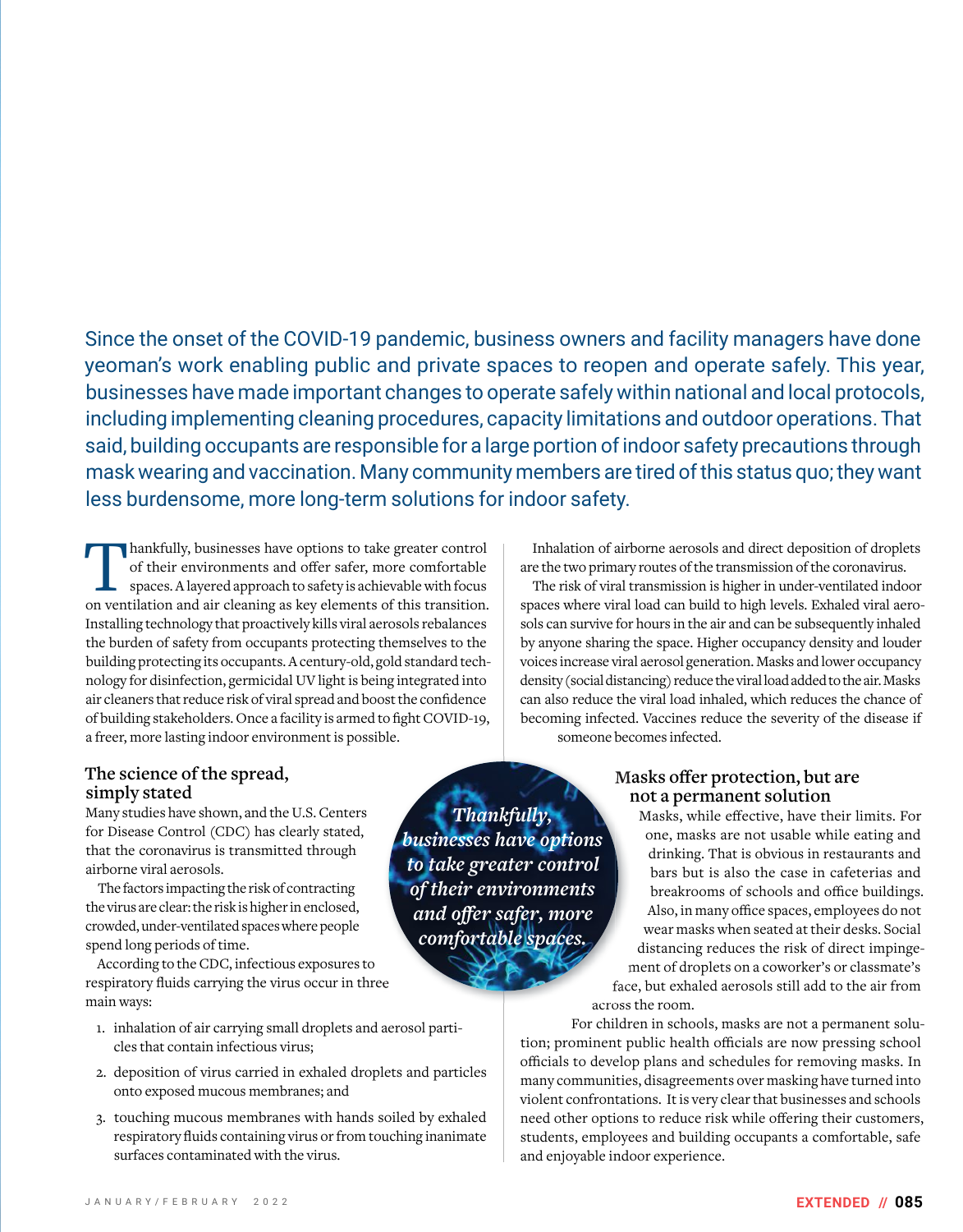Since the onset of the COVID-19 pandemic, business owners and facility managers have done yeoman's work enabling public and private spaces to reopen and operate safely. This year, businesses have made important changes to operate safely within national and local protocols, including implementing cleaning procedures, capacity limitations and outdoor operations. That said, building occupants are responsible for a large portion of indoor safety precautions through mask wearing and vaccination. Many community members are tired of this status quo; they want less burdensome, more long-term solutions for indoor safety.

Thankfully, businesses have options to take greater control of their environments and offer safer, more comfortable spaces. A layered approach to safety is achievable with focus on ventilation and air cleaning as key elements of this transition. Installing technology that proactively kills viral aerosols rebalances the burden of safety from occupants protecting themselves to the building protecting its occupants. A century-old, gold standard technology for disinfection, germicidal UV light is being integrated into air cleaners that reduce risk of viral spread and boost the confidence of building stakeholders. Once a facility is armed to fight COVID-19, a freer, more lasting indoor environment is possible.

## The science of the spread, simply stated

Many studies have shown, and the U.S. Centers for Disease Control (CDC) has clearly stated, that the coronavirus is transmitted through airborne viral aerosols.

The factors impacting the risk of contracting the virus are clear: the risk is higher in enclosed, crowded, under-ventilated spaces where people spend long periods of time.

According to the CDC, infectious exposures to respiratory fluids carrying the virus occur in three main ways:

1. inhalation of air carrying small droplets and aerosol particles that contain infectious virus;
2. deposition of virus carried in exhaled droplets and particles onto exposed mucous membranes; and
3. touching mucous membranes with hands soiled by exhaled respiratory fluids containing virus or from touching inanimate surfaces contaminated with the virus.

Inhalation of airborne aerosols and direct deposition of droplets are the two primary routes of the transmission of the coronavirus.

The risk of viral transmission is higher in under-ventilated indoor spaces where viral load can build to high levels. Exhaled viral aerosols can survive for hours in the air and can be subsequently inhaled by anyone sharing the space. Higher occupancy density and louder voices increase viral aerosol generation. Masks and lower occupancy density (social distancing) reduce the viral load added to the air. Masks can also reduce the viral load inhaled, which reduces the chance of becoming infected. Vaccines reduce the severity of the disease if someone becomes infected.

*Thankfully, businesses have options to take greater control of their environments and offer safer, more comfortable spaces.*

## Masks offer protection, but are not a permanent solution

Masks, while effective, have their limits. For one, masks are not usable while eating and drinking. That is obvious in restaurants and bars but is also the case in cafeterias and breakrooms of schools and office buildings. Also, in many office spaces, employees do not wear masks when seated at their desks. Social distancing reduces the risk of direct impingement of droplets on a coworker's or classmate's face, but exhaled aerosols still add to the air from across the room.

For children in schools, masks are not a permanent solution; prominent public health officials are now pressing school officials to develop plans and schedules for removing masks. In many communities, disagreements over masking have turned into violent confrontations. It is very clear that businesses and schools need other options to reduce risk while offering their customers, students, employees and building occupants a comfortable, safe and enjoyable indoor experience.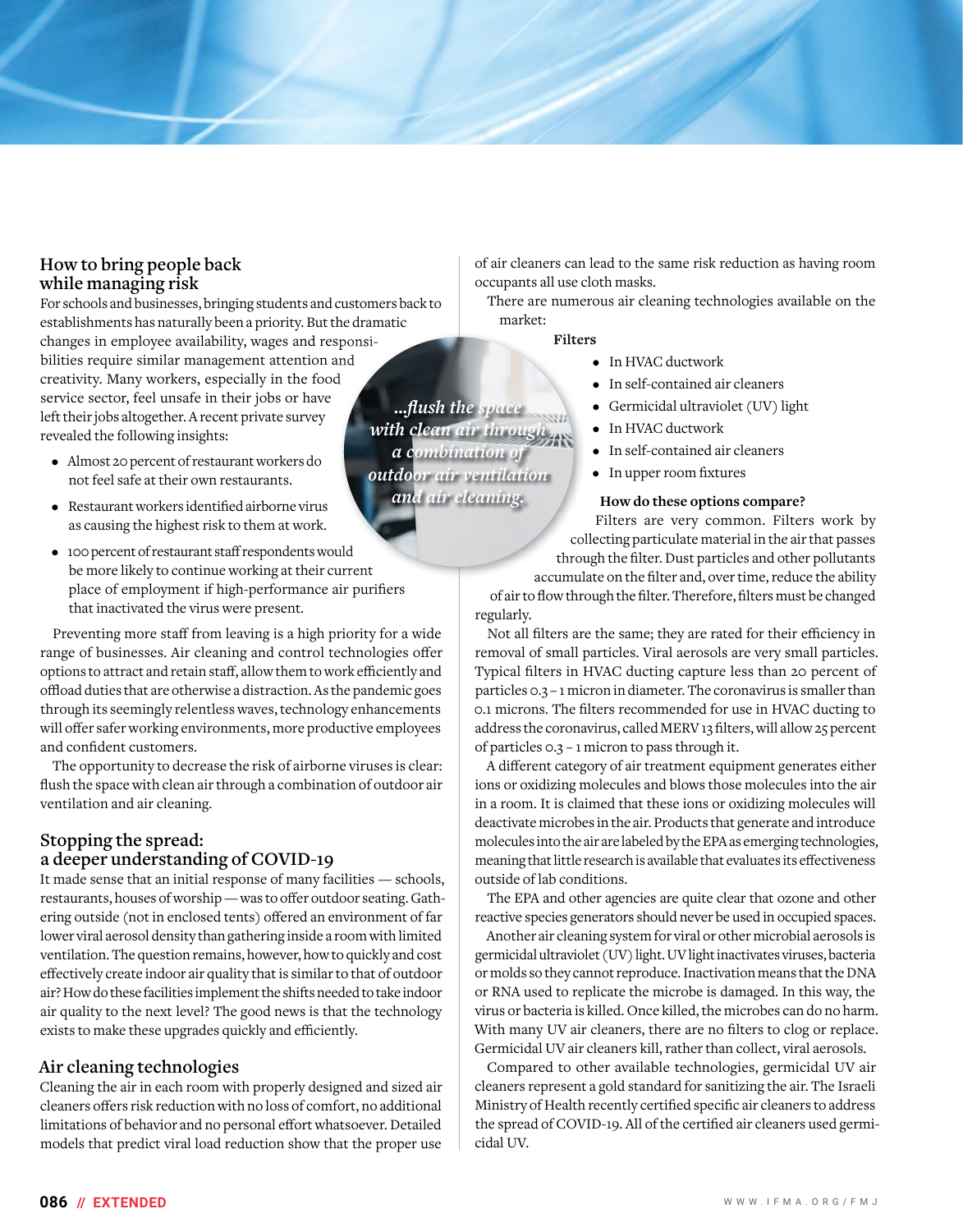## How to bring people back while managing risk

For schools and businesses, bringing students and customers back to establishments has naturally been a priority. But the dramatic changes in employee availability, wages and responsibilities require similar management attention and creativity. Many workers, especially in the food service sector, feel unsafe in their jobs or have left their jobs altogether. A recent private survey revealed the following insights:

- Almost 20 percent of restaurant workers do not feel safe at their own restaurants.
- Restaurant workers identified airborne virus as causing the highest risk to them at work.
- 100 percent of restaurant staff respondents would be more likely to continue working at their current place of employment if high-performance air purifiers that inactivated the virus were present.

Preventing more staff from leaving is a high priority for a wide range of businesses. Air cleaning and control technologies offer options to attract and retain staff, allow them to work efficiently and offload duties that are otherwise a distraction. As the pandemic goes through its seemingly relentless waves, technology enhancements will offer safer working environments, more productive employees and confident customers.

The opportunity to decrease the risk of airborne viruses is clear: flush the space with clean air through a combination of outdoor air ventilation and air cleaning.

*...flush the space with clean air through a combination of outdoor air ventilation and air cleaning.*

## Stopping the spread: a deeper understanding of COVID-19

It made sense that an initial response of many facilities — schools, restaurants, houses of worship — was to offer outdoor seating. Gathering outside (not in enclosed tents) offered an environment of far lower viral aerosol density than gathering inside a room with limited ventilation. The question remains, however, how to quickly and cost effectively create indoor air quality that is similar to that of outdoor air? How do these facilities implement the shifts needed to take indoor air quality to the next level? The good news is that the technology exists to make these upgrades quickly and efficiently.

## Air cleaning technologies

Cleaning the air in each room with properly designed and sized air cleaners offers risk reduction with no loss of comfort, no additional limitations of behavior and no personal effort whatsoever. Detailed models that predict viral load reduction show that the proper use of air cleaners can lead to the same risk reduction as having room occupants all use cloth masks.

There are numerous air cleaning technologies available on the market:

**Filters**

- In HVAC ductwork
- In self-contained air cleaners
- Germicidal ultraviolet (UV) light
- In HVAC ductwork
- In self-contained air cleaners
- In upper room fixtures

**How do these options compare?**

Filters are very common. Filters work by collecting particulate material in the air that passes through the filter. Dust particles and other pollutants accumulate on the filter and, over time, reduce the ability of air to flow through the filter. Therefore, filters must be changed regularly.

Not all filters are the same; they are rated for their efficiency in removal of small particles. Viral aerosols are very small particles. Typical filters in HVAC ducting capture less than 20 percent of particles 0.3 – 1 micron in diameter. The coronavirus is smaller than 0.1 microns. The filters recommended for use in HVAC ducting to address the coronavirus, called MERV 13 filters, will allow 25 percent of particles 0.3 – 1 micron to pass through it.

A different category of air treatment equipment generates either ions or oxidizing molecules and blows those molecules into the air in a room. It is claimed that these ions or oxidizing molecules will deactivate microbes in the air. Products that generate and introduce molecules into the air are labeled by the EPA as emerging technologies, meaning that little research is available that evaluates its effectiveness outside of lab conditions.

The EPA and other agencies are quite clear that ozone and other reactive species generators should never be used in occupied spaces.

Another air cleaning system for viral or other microbial aerosols is germicidal ultraviolet (UV) light. UV light inactivates viruses, bacteria or molds so they cannot reproduce. Inactivation means that the DNA or RNA used to replicate the microbe is damaged. In this way, the virus or bacteria is killed. Once killed, the microbes can do no harm. With many UV air cleaners, there are no filters to clog or replace. Germicidal UV air cleaners kill, rather than collect, viral aerosols.

Compared to other available technologies, germicidal UV air cleaners represent a gold standard for sanitizing the air. The Israeli Ministry of Health recently certified specific air cleaners to address the spread of COVID-19. All of the certified air cleaners used germicidal UV.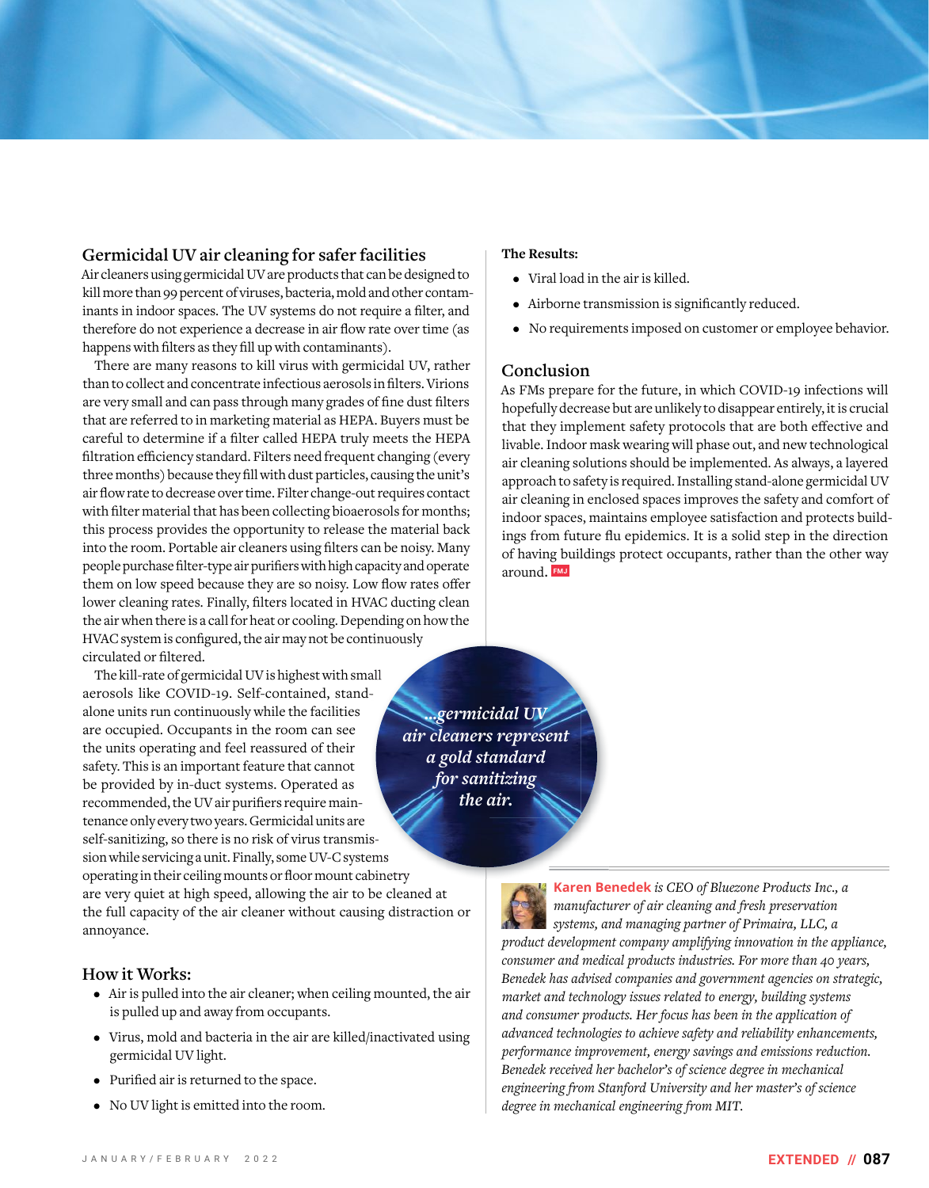## Germicidal UV air cleaning for safer facilities

Air cleaners using germicidal UV are products that can be designed to kill more than 99 percent of viruses, bacteria, mold and other contaminants in indoor spaces. The UV systems do not require a filter, and therefore do not experience a decrease in air flow rate over time (as happens with filters as they fill up with contaminants).

There are many reasons to kill virus with germicidal UV, rather than to collect and concentrate infectious aerosols in filters. Virions are very small and can pass through many grades of fine dust filters that are referred to in marketing material as HEPA. Buyers must be careful to determine if a filter called HEPA truly meets the HEPA filtration efficiency standard. Filters need frequent changing (every three months) because they fill with dust particles, causing the unit's air flow rate to decrease over time. Filter change-out requires contact with filter material that has been collecting bioaerosols for months; this process provides the opportunity to release the material back into the room. Portable air cleaners using filters can be noisy. Many people purchase filter-type air purifiers with high capacity and operate them on low speed because they are so noisy. Low flow rates offer lower cleaning rates. Finally, filters located in HVAC ducting clean the air when there is a call for heat or cooling. Depending on how the HVAC system is configured, the air may not be continuously circulated or filtered.

The kill-rate of germicidal UV is highest with small aerosols like COVID-19. Self-contained, stand-alone units run continuously while the facilities are occupied. Occupants in the room can see the units operating and feel reassured of their safety. This is an important feature that cannot be provided by in-duct systems. Operated as recommended, the UV air purifiers require maintenance only every two years. Germicidal units are self-sanitizing, so there is no risk of virus transmission while servicing a unit. Finally, some UV-C systems operating in their ceiling mounts or floor mount cabinetry are very quiet at high speed, allowing the air to be cleaned at the full capacity of the air cleaner without causing distraction or annoyance.

*...germicidal UV air cleaners represent a gold standard for sanitizing the air.*

## How it Works:

- Air is pulled into the air cleaner; when ceiling mounted, the air is pulled up and away from occupants.
- Virus, mold and bacteria in the air are killed/inactivated using germicidal UV light.
- Purified air is returned to the space.
- No UV light is emitted into the room.

**The Results:**

- Viral load in the air is killed.
- Airborne transmission is significantly reduced.
- No requirements imposed on customer or employee behavior.

## Conclusion

As FMs prepare for the future, in which COVID-19 infections will hopefully decrease but are unlikely to disappear entirely, it is crucial that they implement safety protocols that are both effective and livable. Indoor mask wearing will phase out, and new technological air cleaning solutions should be implemented. As always, a layered approach to safety is required. Installing stand-alone germicidal UV air cleaning in enclosed spaces improves the safety and comfort of indoor spaces, maintains employee satisfaction and protects buildings from future flu epidemics. It is a solid step in the direction of having buildings protect occupants, rather than the other way around. FMJ

**Karen Benedek** *is CEO of Bluezone Products Inc., a manufacturer of air cleaning and fresh preservation systems, and managing partner of Primaira, LLC, a product development company amplifying innovation in the appliance, consumer and medical products industries. For more than 40 years, Benedek has advised companies and government agencies on strategic, market and technology issues related to energy, building systems and consumer products. Her focus has been in the application of advanced technologies to achieve safety and reliability enhancements, performance improvement, energy savings and emissions reduction. Benedek received her bachelor's of science degree in mechanical engineering from Stanford University and her master's of science degree in mechanical engineering from MIT.*